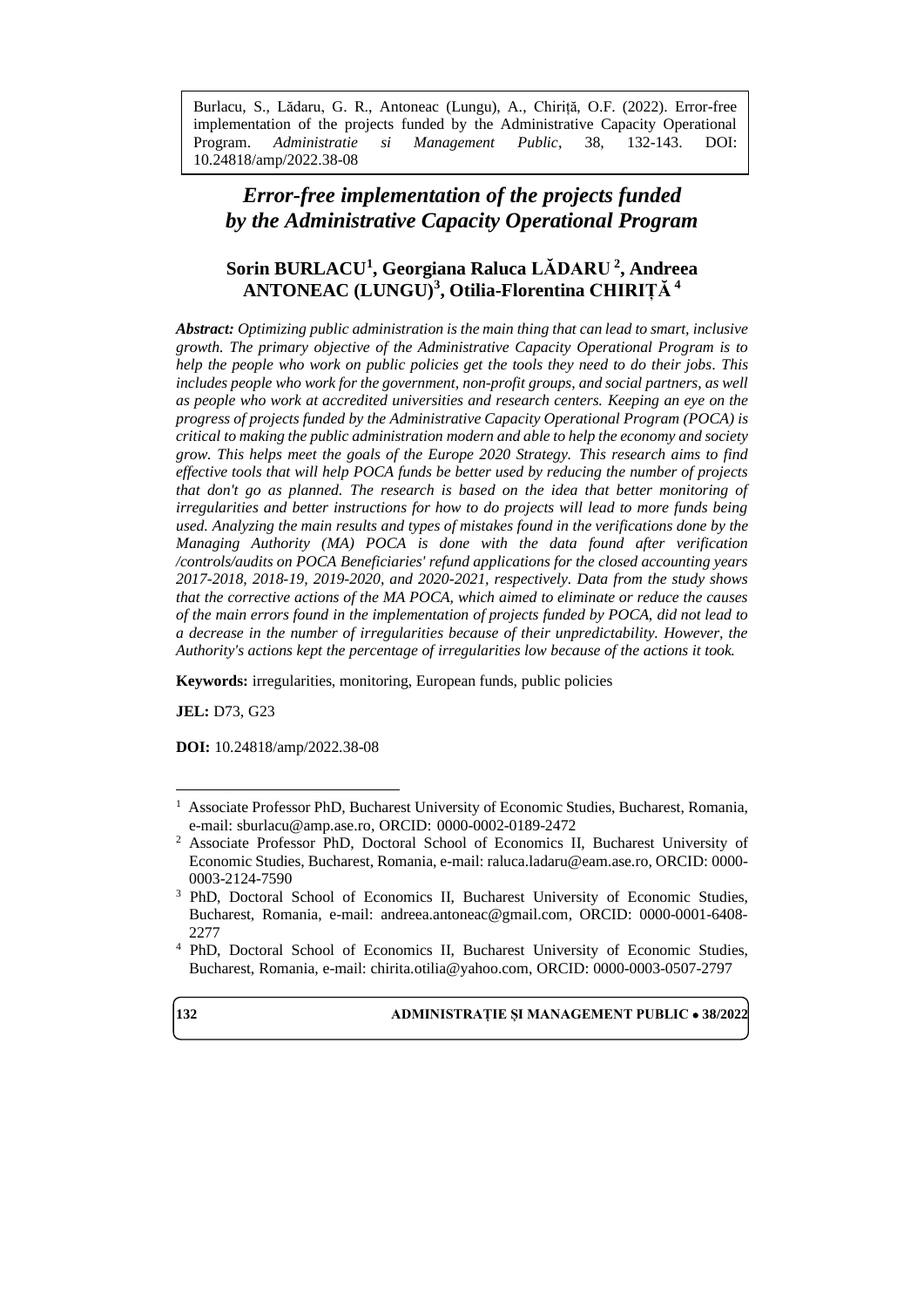Burlacu, S., Lădaru, G. R., Antoneac (Lungu), A., Chiriță, O.F. (2022). Error-free implementation of the projects funded by the Administrative Capacity Operational Program. *Administratie si Management Public*, 38, 132-143. DOI: 10.24818/amp/2022.38-08

# *Error-free implementation of the projects funded by the Administrative Capacity Operational Program*

## Sorin BURLACU[1], Georgiana Raluca LĂDARU[2], Andreea ANTONEAC (LUNGU)[3], Otilia-Florentina CHIRIȚĂ[4]

***Abstract:*** *Optimizing public administration is the main thing that can lead to smart, inclusive growth. The primary objective of the Administrative Capacity Operational Program is to help the people who work on public policies get the tools they need to do their jobs. This includes people who work for the government, non-profit groups, and social partners, as well as people who work at accredited universities and research centers. Keeping an eye on the progress of projects funded by the Administrative Capacity Operational Program (POCA) is critical to making the public administration modern and able to help the economy and society grow. This helps meet the goals of the Europe 2020 Strategy. This research aims to find effective tools that will help POCA funds be better used by reducing the number of projects that don't go as planned. The research is based on the idea that better monitoring of irregularities and better instructions for how to do projects will lead to more funds being used. Analyzing the main results and types of mistakes found in the verifications done by the Managing Authority (MA) POCA is done with the data found after verification /controls/audits on POCA Beneficiaries' refund applications for the closed accounting years 2017-2018, 2018-19, 2019-2020, and 2020-2021, respectively. Data from the study shows that the corrective actions of the MA POCA, which aimed to eliminate or reduce the causes of the main errors found in the implementation of projects funded by POCA, did not lead to a decrease in the number of irregularities because of their unpredictability. However, the Authority's actions kept the percentage of irregularities low because of the actions it took.*

**Keywords:** irregularities, monitoring, European funds, public policies

**JEL:** D73, G23

**DOI:** 10.24818/amp/2022.38-08

---

[1] Associate Professor PhD, Bucharest University of Economic Studies, Bucharest, Romania, e-mail: sburlacu@amp.ase.ro, ORCID: 0000-0002-0189-2472

[2] Associate Professor PhD, Doctoral School of Economics II, Bucharest University of Economic Studies, Bucharest, Romania, e-mail: raluca.ladaru@eam.ase.ro, ORCID: 0000-0003-2124-7590

[3] PhD, Doctoral School of Economics II, Bucharest University of Economic Studies, Bucharest, Romania, e-mail: andreea.antoneac@gmail.com, ORCID: 0000-0001-6408-2277

[4] PhD, Doctoral School of Economics II, Bucharest University of Economic Studies, Bucharest, Romania, e-mail: chirita.otilia@yahoo.com, ORCID: 0000-0003-0507-2797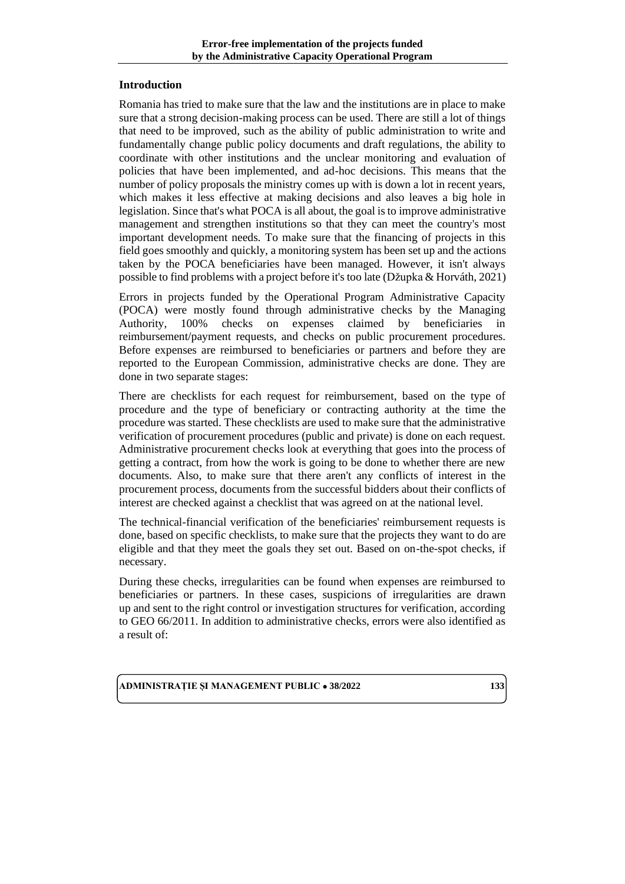## Introduction

Romania has tried to make sure that the law and the institutions are in place to make sure that a strong decision-making process can be used. There are still a lot of things that need to be improved, such as the ability of public administration to write and fundamentally change public policy documents and draft regulations, the ability to coordinate with other institutions and the unclear monitoring and evaluation of policies that have been implemented, and ad-hoc decisions. This means that the number of policy proposals the ministry comes up with is down a lot in recent years, which makes it less effective at making decisions and also leaves a big hole in legislation. Since that's what POCA is all about, the goal is to improve administrative management and strengthen institutions so that they can meet the country's most important development needs. To make sure that the financing of projects in this field goes smoothly and quickly, a monitoring system has been set up and the actions taken by the POCA beneficiaries have been managed. However, it isn't always possible to find problems with a project before it's too late (Džupka & Horváth, 2021)

Errors in projects funded by the Operational Program Administrative Capacity (POCA) were mostly found through administrative checks by the Managing Authority, 100% checks on expenses claimed by beneficiaries in reimbursement/payment requests, and checks on public procurement procedures. Before expenses are reimbursed to beneficiaries or partners and before they are reported to the European Commission, administrative checks are done. They are done in two separate stages:

There are checklists for each request for reimbursement, based on the type of procedure and the type of beneficiary or contracting authority at the time the procedure was started. These checklists are used to make sure that the administrative verification of procurement procedures (public and private) is done on each request. Administrative procurement checks look at everything that goes into the process of getting a contract, from how the work is going to be done to whether there are new documents. Also, to make sure that there aren't any conflicts of interest in the procurement process, documents from the successful bidders about their conflicts of interest are checked against a checklist that was agreed on at the national level.

The technical-financial verification of the beneficiaries' reimbursement requests is done, based on specific checklists, to make sure that the projects they want to do are eligible and that they meet the goals they set out. Based on on-the-spot checks, if necessary.

During these checks, irregularities can be found when expenses are reimbursed to beneficiaries or partners. In these cases, suspicions of irregularities are drawn up and sent to the right control or investigation structures for verification, according to GEO 66/2011. In addition to administrative checks, errors were also identified as a result of: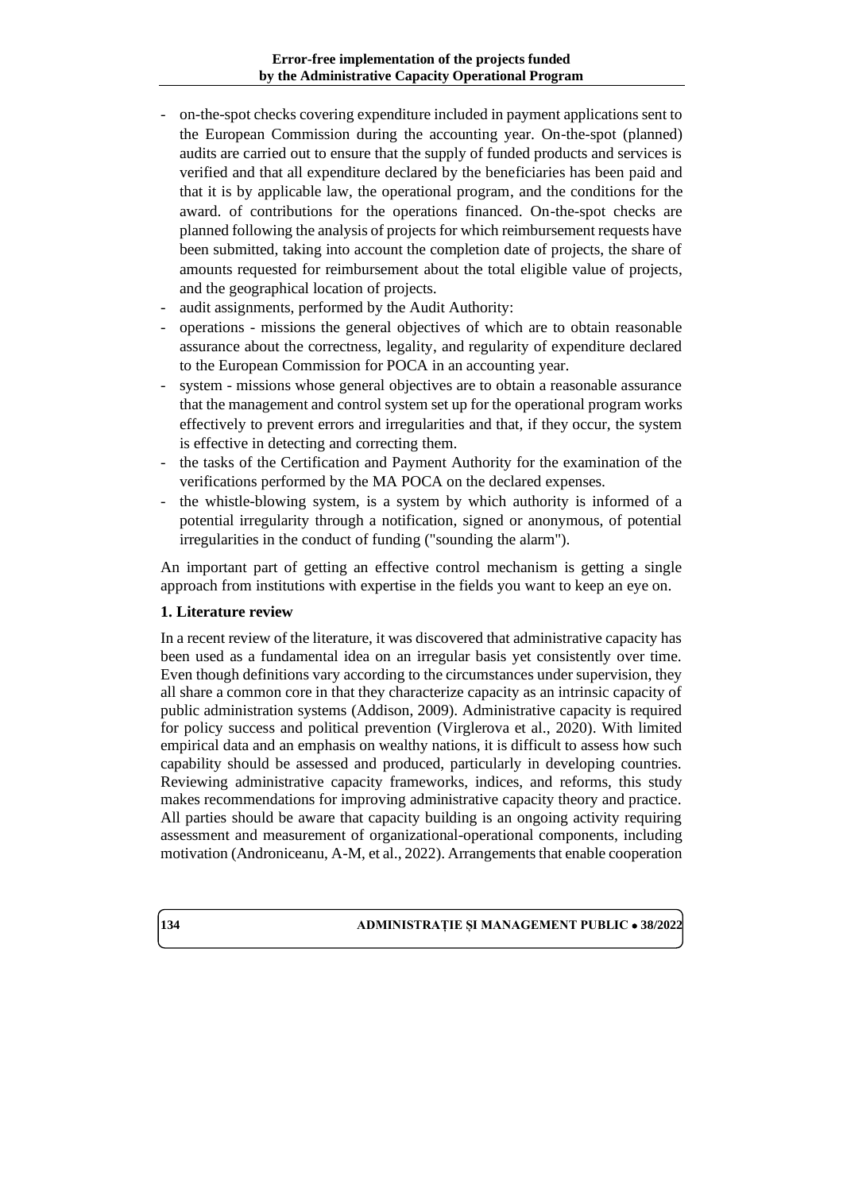- on-the-spot checks covering expenditure included in payment applications sent to the European Commission during the accounting year. On-the-spot (planned) audits are carried out to ensure that the supply of funded products and services is verified and that all expenditure declared by the beneficiaries has been paid and that it is by applicable law, the operational program, and the conditions for the award. of contributions for the operations financed. On-the-spot checks are planned following the analysis of projects for which reimbursement requests have been submitted, taking into account the completion date of projects, the share of amounts requested for reimbursement about the total eligible value of projects, and the geographical location of projects.
- audit assignments, performed by the Audit Authority:
- operations - missions the general objectives of which are to obtain reasonable assurance about the correctness, legality, and regularity of expenditure declared to the European Commission for POCA in an accounting year.
- system - missions whose general objectives are to obtain a reasonable assurance that the management and control system set up for the operational program works effectively to prevent errors and irregularities and that, if they occur, the system is effective in detecting and correcting them.
- the tasks of the Certification and Payment Authority for the examination of the verifications performed by the MA POCA on the declared expenses.
- the whistle-blowing system, is a system by which authority is informed of a potential irregularity through a notification, signed or anonymous, of potential irregularities in the conduct of funding ("sounding the alarm").

An important part of getting an effective control mechanism is getting a single approach from institutions with expertise in the fields you want to keep an eye on.

## 1. Literature review

In a recent review of the literature, it was discovered that administrative capacity has been used as a fundamental idea on an irregular basis yet consistently over time. Even though definitions vary according to the circumstances under supervision, they all share a common core in that they characterize capacity as an intrinsic capacity of public administration systems (Addison, 2009). Administrative capacity is required for policy success and political prevention (Virglerova et al., 2020). With limited empirical data and an emphasis on wealthy nations, it is difficult to assess how such capability should be assessed and produced, particularly in developing countries. Reviewing administrative capacity frameworks, indices, and reforms, this study makes recommendations for improving administrative capacity theory and practice. All parties should be aware that capacity building is an ongoing activity requiring assessment and measurement of organizational-operational components, including motivation (Androniceanu, A-M, et al., 2022). Arrangements that enable cooperation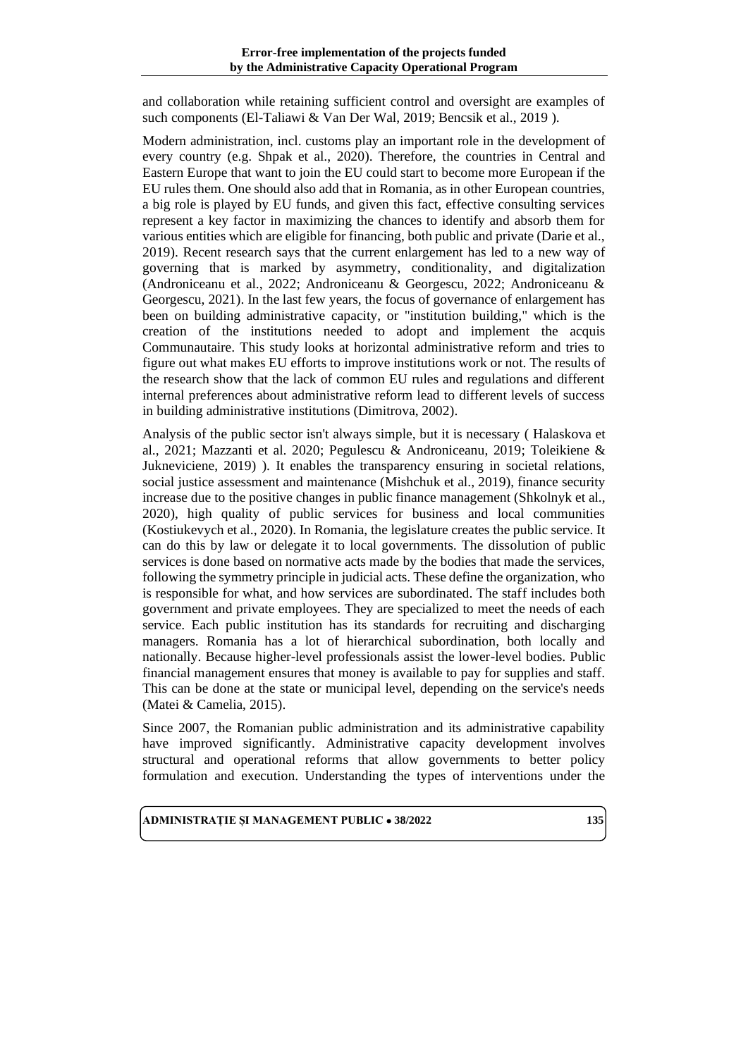and collaboration while retaining sufficient control and oversight are examples of such components (El-Taliawi & Van Der Wal, 2019; Bencsik et al., 2019 ).

Modern administration, incl. customs play an important role in the development of every country (e.g. Shpak et al., 2020). Therefore, the countries in Central and Eastern Europe that want to join the EU could start to become more European if the EU rules them. One should also add that in Romania, as in other European countries, a big role is played by EU funds, and given this fact, effective consulting services represent a key factor in maximizing the chances to identify and absorb them for various entities which are eligible for financing, both public and private (Darie et al., 2019). Recent research says that the current enlargement has led to a new way of governing that is marked by asymmetry, conditionality, and digitalization (Androniceanu et al., 2022; Androniceanu & Georgescu, 2022; Androniceanu & Georgescu, 2021). In the last few years, the focus of governance of enlargement has been on building administrative capacity, or "institution building," which is the creation of the institutions needed to adopt and implement the acquis Communautaire. This study looks at horizontal administrative reform and tries to figure out what makes EU efforts to improve institutions work or not. The results of the research show that the lack of common EU rules and regulations and different internal preferences about administrative reform lead to different levels of success in building administrative institutions (Dimitrova, 2002).

Analysis of the public sector isn't always simple, but it is necessary ( Halaskova et al., 2021; Mazzanti et al. 2020; Pegulescu & Androniceanu, 2019; Toleikiene & Jukneviciene, 2019) ). It enables the transparency ensuring in societal relations, social justice assessment and maintenance (Mishchuk et al., 2019), finance security increase due to the positive changes in public finance management (Shkolnyk et al., 2020), high quality of public services for business and local communities (Kostiukevych et al., 2020). In Romania, the legislature creates the public service. It can do this by law or delegate it to local governments. The dissolution of public services is done based on normative acts made by the bodies that made the services, following the symmetry principle in judicial acts. These define the organization, who is responsible for what, and how services are subordinated. The staff includes both government and private employees. They are specialized to meet the needs of each service. Each public institution has its standards for recruiting and discharging managers. Romania has a lot of hierarchical subordination, both locally and nationally. Because higher-level professionals assist the lower-level bodies. Public financial management ensures that money is available to pay for supplies and staff. This can be done at the state or municipal level, depending on the service's needs (Matei & Camelia, 2015).

Since 2007, the Romanian public administration and its administrative capability have improved significantly. Administrative capacity development involves structural and operational reforms that allow governments to better policy formulation and execution. Understanding the types of interventions under the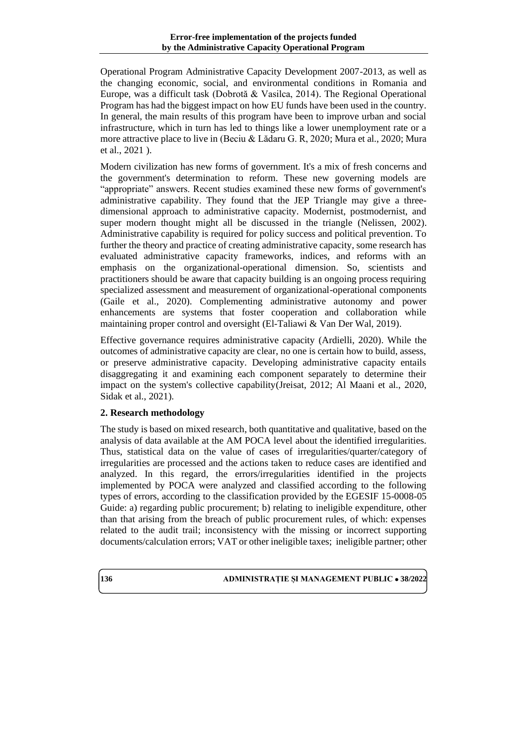Operational Program Administrative Capacity Development 2007-2013, as well as the changing economic, social, and environmental conditions in Romania and Europe, was a difficult task (Dobrotă & Vasilca, 2014). The Regional Operational Program has had the biggest impact on how EU funds have been used in the country. In general, the main results of this program have been to improve urban and social infrastructure, which in turn has led to things like a lower unemployment rate or a more attractive place to live in (Beciu & Lădaru G. R, 2020; Mura et al., 2020; Mura et al., 2021 ).

Modern civilization has new forms of government. It's a mix of fresh concerns and the government's determination to reform. These new governing models are "appropriate" answers. Recent studies examined these new forms of government's administrative capability. They found that the JEP Triangle may give a three-dimensional approach to administrative capacity. Modernist, postmodernist, and super modern thought might all be discussed in the triangle (Nelissen, 2002). Administrative capability is required for policy success and political prevention. To further the theory and practice of creating administrative capacity, some research has evaluated administrative capacity frameworks, indices, and reforms with an emphasis on the organizational-operational dimension. So, scientists and practitioners should be aware that capacity building is an ongoing process requiring specialized assessment and measurement of organizational-operational components (Gaile et al., 2020). Complementing administrative autonomy and power enhancements are systems that foster cooperation and collaboration while maintaining proper control and oversight (El-Taliawi & Van Der Wal, 2019).

Effective governance requires administrative capacity (Ardielli, 2020). While the outcomes of administrative capacity are clear, no one is certain how to build, assess, or preserve administrative capacity. Developing administrative capacity entails disaggregating it and examining each component separately to determine their impact on the system's collective capability(Jreisat, 2012; Al Maani et al., 2020, Sidak et al., 2021).

## 2. Research methodology

The study is based on mixed research, both quantitative and qualitative, based on the analysis of data available at the AM POCA level about the identified irregularities. Thus, statistical data on the value of cases of irregularities/quarter/category of irregularities are processed and the actions taken to reduce cases are identified and analyzed. In this regard, the errors/irregularities identified in the projects implemented by POCA were analyzed and classified according to the following types of errors, according to the classification provided by the EGESIF 15-0008-05 Guide: a) regarding public procurement; b) relating to ineligible expenditure, other than that arising from the breach of public procurement rules, of which: expenses related to the audit trail; inconsistency with the missing or incorrect supporting documents/calculation errors; VAT or other ineligible taxes; ineligible partner; other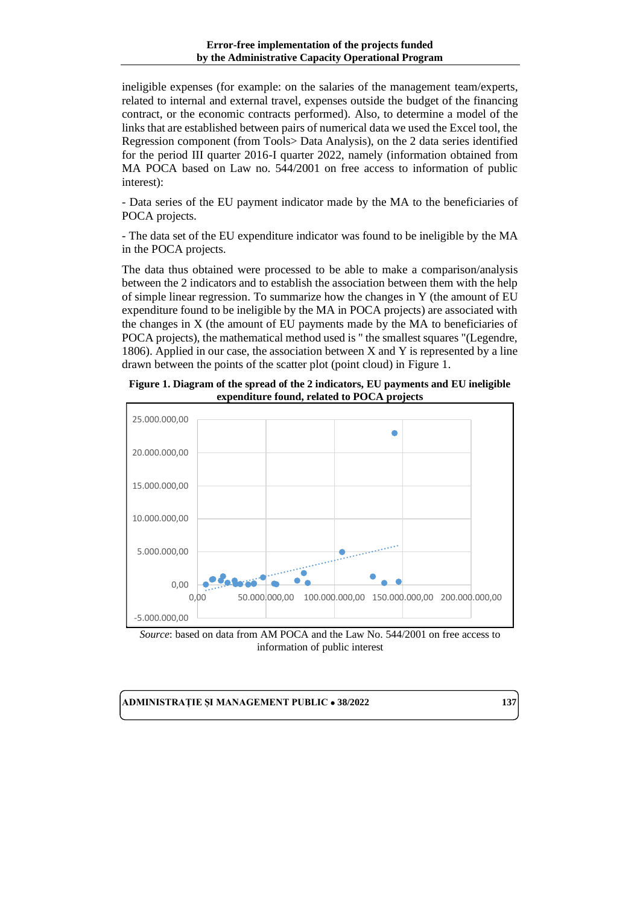ineligible expenses (for example: on the salaries of the management team/experts, related to internal and external travel, expenses outside the budget of the financing contract, or the economic contracts performed). Also, to determine a model of the links that are established between pairs of numerical data we used the Excel tool, the Regression component (from Tools> Data Analysis), on the 2 data series identified for the period III quarter 2016-I quarter 2022, namely (information obtained from MA POCA based on Law no. 544/2001 on free access to information of public interest):

- Data series of the EU payment indicator made by the MA to the beneficiaries of POCA projects.

- The data set of the EU expenditure indicator was found to be ineligible by the MA in the POCA projects.

The data thus obtained were processed to be able to make a comparison/analysis between the 2 indicators and to establish the association between them with the help of simple linear regression. To summarize how the changes in Y (the amount of EU expenditure found to be ineligible by the MA in POCA projects) are associated with the changes in X (the amount of EU payments made by the MA to beneficiaries of POCA projects), the mathematical method used is " the smallest squares "(Legendre, 1806). Applied in our case, the association between X and Y is represented by a line drawn between the points of the scatter plot (point cloud) in Figure 1.

**Figure 1. Diagram of the spread of the 2 indicators, EU payments and EU ineligible expenditure found, related to POCA projects**

*Source*: based on data from AM POCA and the Law No. 544/2001 on free access to information of public interest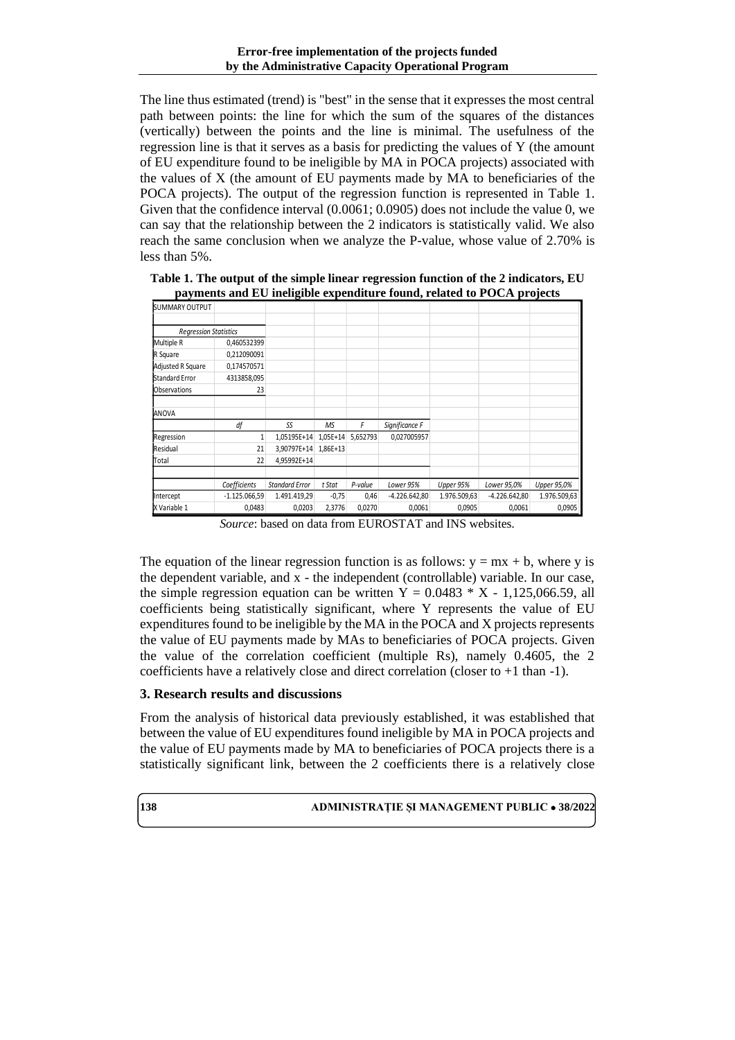The line thus estimated (trend) is "best" in the sense that it expresses the most central path between points: the line for which the sum of the squares of the distances (vertically) between the points and the line is minimal. The usefulness of the regression line is that it serves as a basis for predicting the values of Y (the amount of EU expenditure found to be ineligible by MA in POCA projects) associated with the values of X (the amount of EU payments made by MA to beneficiaries of the POCA projects). The output of the regression function is represented in Table 1. Given that the confidence interval (0.0061; 0.0905) does not include the value 0, we can say that the relationship between the 2 indicators is statistically valid. We also reach the same conclusion when we analyze the P-value, whose value of 2.70% is less than 5%.

**Table 1. The output of the simple linear regression function of the 2 indicators, EU payments and EU ineligible expenditure found, related to POCA projects**

| SUMMARY OUTPUT | | | | | | | | |
|---|---|---|---|---|---|---|---|---|
| | | | | | | | | |
| *Regression Statistics* | | | | | | | | |
| Multiple R | 0,460532399 | | | | | | | |
| R Square | 0,212090091 | | | | | | | |
| Adjusted R Square | 0,174570571 | | | | | | | |
| Standard Error | 4313858,095 | | | | | | | |
| Observations | 23 | | | | | | | |
| | | | | | | | | |
| ANOVA | | | | | | | | |
| | *df* | *SS* | *MS* | *F* | *Significance F* | | | |
| Regression | 1 | 1,05195E+14 | 1,05E+14 | 5,652793 | 0,027005957 | | | |
| Residual | 21 | 3,90797E+14 | 1,86E+13 | | | | | |
| Total | 22 | 4,95992E+14 | | | | | | |
| | | | | | | | | |
| | *Coefficients* | *Standard Error* | *t Stat* | *P-value* | *Lower 95%* | *Upper 95%* | *Lower 95,0%* | *Upper 95,0%* |
| Intercept | -1.125.066,59 | 1.491.419,29 | -0,75 | 0,46 | -4.226.642,80 | 1.976.509,63 | -4.226.642,80 | 1.976.509,63 |
| X Variable 1 | 0,0483 | 0,0203 | 2,3776 | 0,0270 | 0,0061 | 0,0905 | 0,0061 | 0,0905 |

*Source*: based on data from EUROSTAT and INS websites.

The equation of the linear regression function is as follows: $y = mx + b$, where y is the dependent variable, and x - the independent (controllable) variable. In our case, the simple regression equation can be written $Y = 0.0483 * X - 1,125,066.59$, all coefficients being statistically significant, where Y represents the value of EU expenditures found to be ineligible by the MA in the POCA and X projects represents the value of EU payments made by MAs to beneficiaries of POCA projects. Given the value of the correlation coefficient (multiple Rs), namely 0.4605, the 2 coefficients have a relatively close and direct correlation (closer to +1 than -1).

### 3. Research results and discussions

From the analysis of historical data previously established, it was established that between the value of EU expenditures found ineligible by MA in POCA projects and the value of EU payments made by MA to beneficiaries of POCA projects there is a statistically significant link, between the 2 coefficients there is a relatively close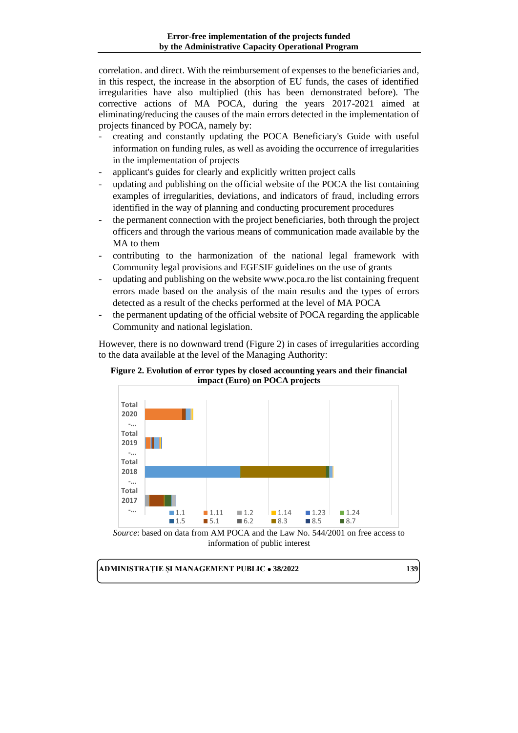correlation. and direct. With the reimbursement of expenses to the beneficiaries and, in this respect, the increase in the absorption of EU funds, the cases of identified irregularities have also multiplied (this has been demonstrated before). The corrective actions of MA POCA, during the years 2017-2021 aimed at eliminating/reducing the causes of the main errors detected in the implementation of projects financed by POCA, namely by:

- creating and constantly updating the POCA Beneficiary's Guide with useful information on funding rules, as well as avoiding the occurrence of irregularities in the implementation of projects
- applicant's guides for clearly and explicitly written project calls
- updating and publishing on the official website of the POCA the list containing examples of irregularities, deviations, and indicators of fraud, including errors identified in the way of planning and conducting procurement procedures
- the permanent connection with the project beneficiaries, both through the project officers and through the various means of communication made available by the MA to them
- contributing to the harmonization of the national legal framework with Community legal provisions and EGESIF guidelines on the use of grants
- updating and publishing on the website www.poca.ro the list containing frequent errors made based on the analysis of the main results and the types of errors detected as a result of the checks performed at the level of MA POCA
- the permanent updating of the official website of POCA regarding the applicable Community and national legislation.

However, there is no downward trend (Figure 2) in cases of irregularities according to the data available at the level of the Managing Authority:

**Figure 2. Evolution of error types by closed accounting years and their financial impact (Euro) on POCA projects**

Total 2020 -...
Total 2019 -...
Total 2018 -...
Total 2017 -...

1.1, 1.11, 1.2, 1.14, 1.23, 1.24, 1.5, 5.1, 6.2, 8.3, 8.5, 8.7

*Source*: based on data from AM POCA and the Law No. 544/2001 on free access to information of public interest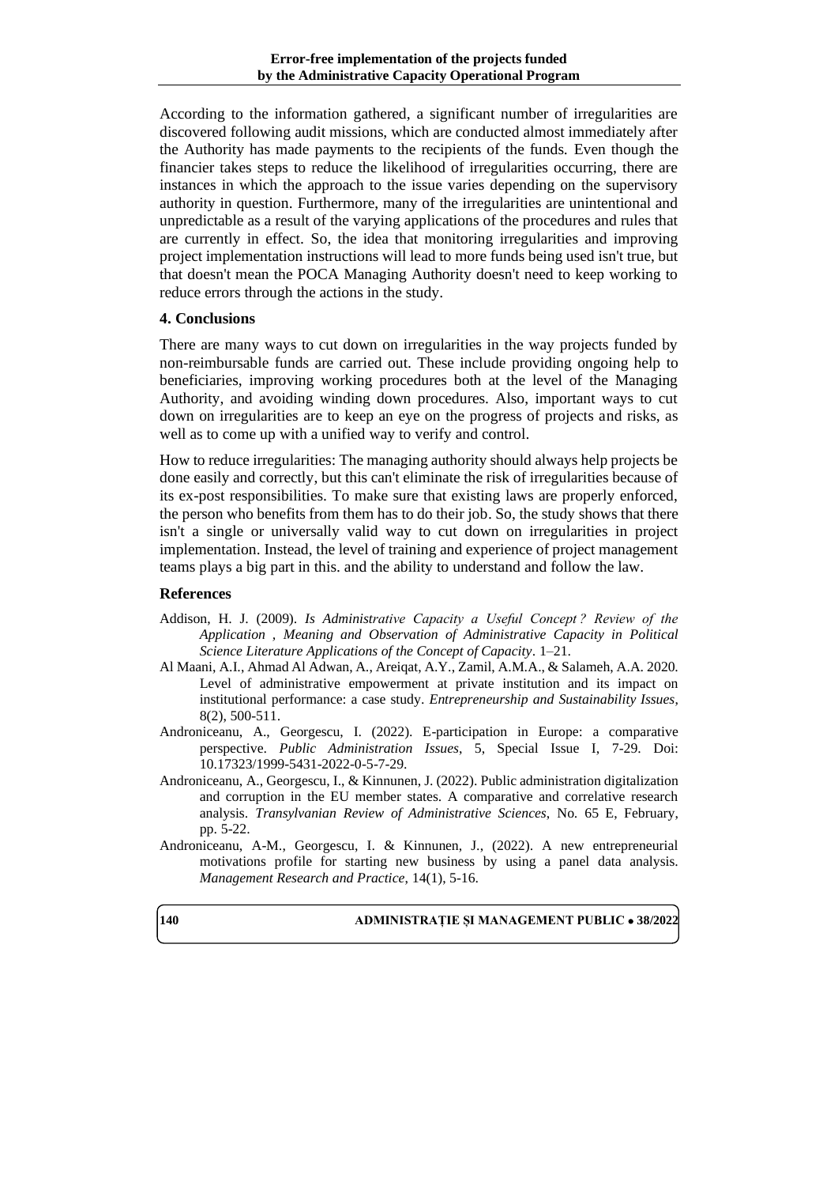According to the information gathered, a significant number of irregularities are discovered following audit missions, which are conducted almost immediately after the Authority has made payments to the recipients of the funds. Even though the financier takes steps to reduce the likelihood of irregularities occurring, there are instances in which the approach to the issue varies depending on the supervisory authority in question. Furthermore, many of the irregularities are unintentional and unpredictable as a result of the varying applications of the procedures and rules that are currently in effect. So, the idea that monitoring irregularities and improving project implementation instructions will lead to more funds being used isn't true, but that doesn't mean the POCA Managing Authority doesn't need to keep working to reduce errors through the actions in the study.

## 4. Conclusions

There are many ways to cut down on irregularities in the way projects funded by non-reimbursable funds are carried out. These include providing ongoing help to beneficiaries, improving working procedures both at the level of the Managing Authority, and avoiding winding down procedures. Also, important ways to cut down on irregularities are to keep an eye on the progress of projects and risks, as well as to come up with a unified way to verify and control.

How to reduce irregularities: The managing authority should always help projects be done easily and correctly, but this can't eliminate the risk of irregularities because of its ex-post responsibilities. To make sure that existing laws are properly enforced, the person who benefits from them has to do their job. So, the study shows that there isn't a single or universally valid way to cut down on irregularities in project implementation. Instead, the level of training and experience of project management teams plays a big part in this. and the ability to understand and follow the law.

## References

Addison, H. J. (2009). *Is Administrative Capacity a Useful Concept ? Review of the Application , Meaning and Observation of Administrative Capacity in Political Science Literature Applications of the Concept of Capacity*. 1–21.

Al Maani, A.I., Ahmad Al Adwan, A., Areiqat, A.Y., Zamil, A.M.A., & Salameh, A.A. 2020. Level of administrative empowerment at private institution and its impact on institutional performance: a case study. *Entrepreneurship and Sustainability Issues*, 8(2), 500-511.

Androniceanu, A., Georgescu, I. (2022). E-participation in Europe: a comparative perspective. *Public Administration Issues*, 5, Special Issue I, 7-29. Doi: 10.17323/1999-5431-2022-0-5-7-29.

Androniceanu, A., Georgescu, I., & Kinnunen, J. (2022). Public administration digitalization and corruption in the EU member states. A comparative and correlative research analysis. *Transylvanian Review of Administrative Sciences*, No. 65 E, February, pp. 5-22.

Androniceanu, A-M., Georgescu, I. & Kinnunen, J., (2022). A new entrepreneurial motivations profile for starting new business by using a panel data analysis. *Management Research and Practice*, 14(1), 5-16.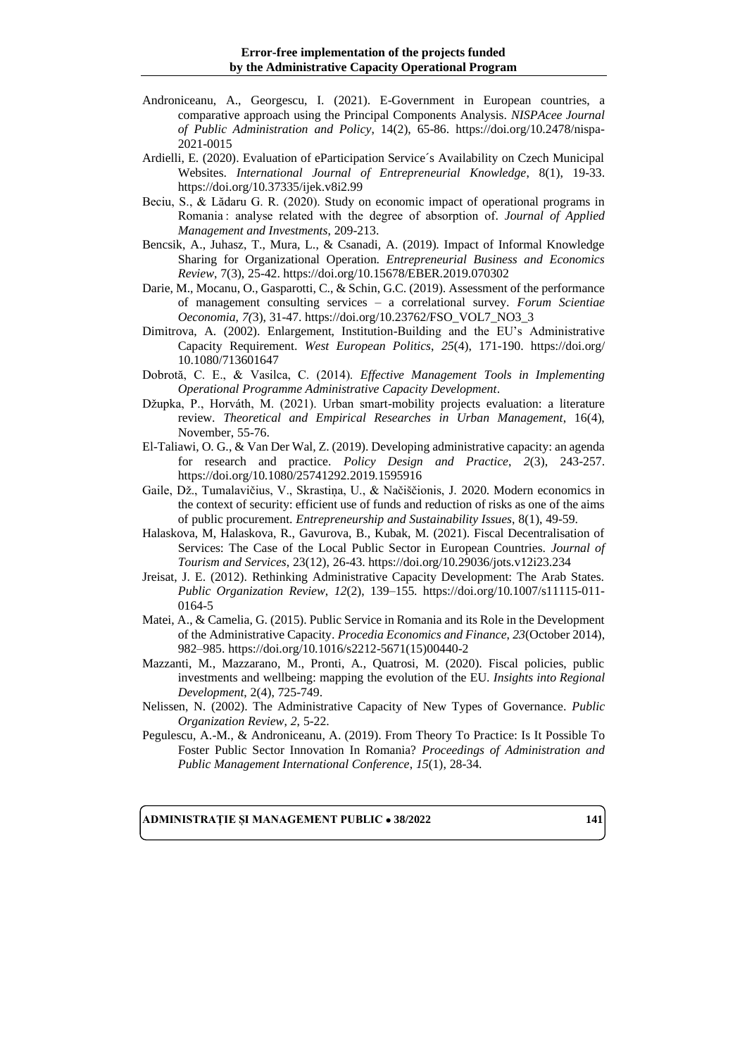Androniceanu, A., Georgescu, I. (2021). E-Government in European countries, a comparative approach using the Principal Components Analysis. *NISPAcee Journal of Public Administration and Policy*, 14(2), 65-86. https://doi.org/10.2478/nispa-2021-0015

Ardielli, E. (2020). Evaluation of eParticipation Service´s Availability on Czech Municipal Websites. *International Journal of Entrepreneurial Knowledge*, 8(1), 19-33. https://doi.org/10.37335/ijek.v8i2.99

Beciu, S., & Lădaru G. R. (2020). Study on economic impact of operational programs in Romania : analyse related with the degree of absorption of. *Journal of Applied Management and Investments*, 209-213.

Bencsik, A., Juhasz, T., Mura, L., & Csanadi, A. (2019). Impact of Informal Knowledge Sharing for Organizational Operation. *Entrepreneurial Business and Economics Review*, 7(3), 25-42. https://doi.org/10.15678/EBER.2019.070302

Darie, M., Mocanu, O., Gasparotti, C., & Schin, G.C. (2019). Assessment of the performance of management consulting services – a correlational survey. *Forum Scientiae Oeconomia, 7(*3), 31-47. https://doi.org/10.23762/FSO_VOL7_NO3_3

Dimitrova, A. (2002). Enlargement, Institution-Building and the EU's Administrative Capacity Requirement. *West European Politics*, *25*(4), 171-190. https://doi.org/10.1080/713601647

Dobrotă, C. E., & Vasilca, C. (2014). *Effective Management Tools in Implementing Operational Programme Administrative Capacity Development*.

Džupka, P., Horváth, M. (2021). Urban smart-mobility projects evaluation: a literature review. *Theoretical and Empirical Researches in Urban Management*, 16(4), November, 55-76.

El-Taliawi, O. G., & Van Der Wal, Z. (2019). Developing administrative capacity: an agenda for research and practice. *Policy Design and Practice*, *2*(3), 243-257. https://doi.org/10.1080/25741292.2019.1595916

Gaile, Dž., Tumalavičius, V., Skrastiņa, U., & Načiščionis, J. 2020. Modern economics in the context of security: efficient use of funds and reduction of risks as one of the aims of public procurement. *Entrepreneurship and Sustainability Issues*, 8(1), 49-59.

Halaskova, M, Halaskova, R., Gavurova, B., Kubak, M. (2021). Fiscal Decentralisation of Services: The Case of the Local Public Sector in European Countries. *Journal of Tourism and Services*, 23(12), 26-43. https://doi.org/10.29036/jots.v12i23.234

Jreisat, J. E. (2012). Rethinking Administrative Capacity Development: The Arab States. *Public Organization Review*, *12*(2), 139–155. https://doi.org/10.1007/s11115-011-0164-5

Matei, A., & Camelia, G. (2015). Public Service in Romania and its Role in the Development of the Administrative Capacity. *Procedia Economics and Finance*, *23*(October 2014), 982–985. https://doi.org/10.1016/s2212-5671(15)00440-2

Mazzanti, M., Mazzarano, M., Pronti, A., Quatrosi, M. (2020). Fiscal policies, public investments and wellbeing: mapping the evolution of the EU. *Insights into Regional Development*, 2(4), 725-749.

Nelissen, N. (2002). The Administrative Capacity of New Types of Governance. *Public Organization Review*, *2*, 5-22.

Pegulescu, A.-M., & Androniceanu, A. (2019). From Theory To Practice: Is It Possible To Foster Public Sector Innovation In Romania? *Proceedings of Administration and Public Management International Conference*, *15*(1), 28-34.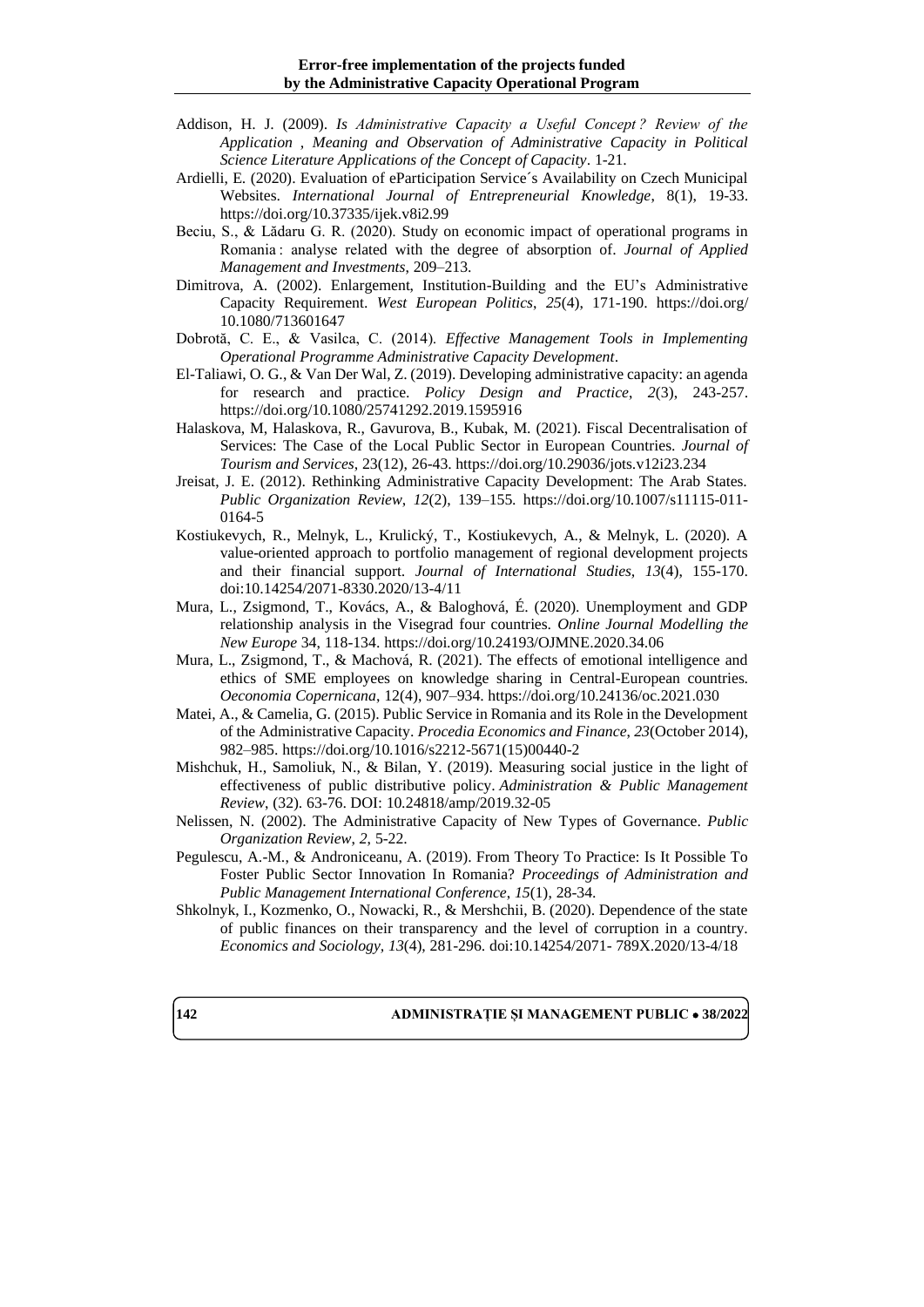Addison, H. J. (2009). *Is Administrative Capacity a Useful Concept ? Review of the Application , Meaning and Observation of Administrative Capacity in Political Science Literature Applications of the Concept of Capacity*. 1-21.

Ardielli, E. (2020). Evaluation of eParticipation Service´s Availability on Czech Municipal Websites. *International Journal of Entrepreneurial Knowledge*, 8(1), 19-33. https://doi.org/10.37335/ijek.v8i2.99

Beciu, S., & Lădaru G. R. (2020). Study on economic impact of operational programs in Romania : analyse related with the degree of absorption of. *Journal of Applied Management and Investments*, 209–213.

Dimitrova, A. (2002). Enlargement, Institution-Building and the EU's Administrative Capacity Requirement. *West European Politics*, *25*(4), 171-190. https://doi.org/ 10.1080/713601647

Dobrotă, C. E., & Vasilca, C. (2014). *Effective Management Tools in Implementing Operational Programme Administrative Capacity Development*.

El-Taliawi, O. G., & Van Der Wal, Z. (2019). Developing administrative capacity: an agenda for research and practice. *Policy Design and Practice*, *2*(3), 243-257. https://doi.org/10.1080/25741292.2019.1595916

Halaskova, M, Halaskova, R., Gavurova, B., Kubak, M. (2021). Fiscal Decentralisation of Services: The Case of the Local Public Sector in European Countries. *Journal of Tourism and Services*, 23(12), 26-43. https://doi.org/10.29036/jots.v12i23.234

Jreisat, J. E. (2012). Rethinking Administrative Capacity Development: The Arab States. *Public Organization Review*, *12*(2), 139–155. https://doi.org/10.1007/s11115-011-0164-5

Kostiukevych, R., Melnyk, L., Krulický, T., Kostiukevych, A., & Melnyk, L. (2020). A value-oriented approach to portfolio management of regional development projects and their financial support. *Journal of International Studies, 13*(4), 155-170. doi:10.14254/2071-8330.2020/13-4/11

Mura, L., Zsigmond, T., Kovács, A., & Baloghová, É. (2020). Unemployment and GDP relationship analysis in the Visegrad four countries. *Online Journal Modelling the New Europe* 34, 118-134. https://doi.org/10.24193/OJMNE.2020.34.06

Mura, L., Zsigmond, T., & Machová, R. (2021). The effects of emotional intelligence and ethics of SME employees on knowledge sharing in Central-European countries. *Oeconomia Copernicana*, 12(4), 907–934. https://doi.org/10.24136/oc.2021.030

Matei, A., & Camelia, G. (2015). Public Service in Romania and its Role in the Development of the Administrative Capacity. *Procedia Economics and Finance*, *23*(October 2014), 982–985. https://doi.org/10.1016/s2212-5671(15)00440-2

Mishchuk, H., Samoliuk, N., & Bilan, Y. (2019). Measuring social justice in the light of effectiveness of public distributive policy. *Administration & Public Management Review*, (32). 63-76. DOI: 10.24818/amp/2019.32-05

Nelissen, N. (2002). The Administrative Capacity of New Types of Governance. *Public Organization Review*, *2*, 5-22.

Pegulescu, A.-M., & Androniceanu, A. (2019). From Theory To Practice: Is It Possible To Foster Public Sector Innovation In Romania? *Proceedings of Administration and Public Management International Conference*, *15*(1), 28-34.

Shkolnyk, I., Kozmenko, O., Nowacki, R., & Mershchii, B. (2020). Dependence of the state of public finances on their transparency and the level of corruption in a country. *Economics and Sociology, 13*(4), 281-296. doi:10.14254/2071- 789X.2020/13-4/18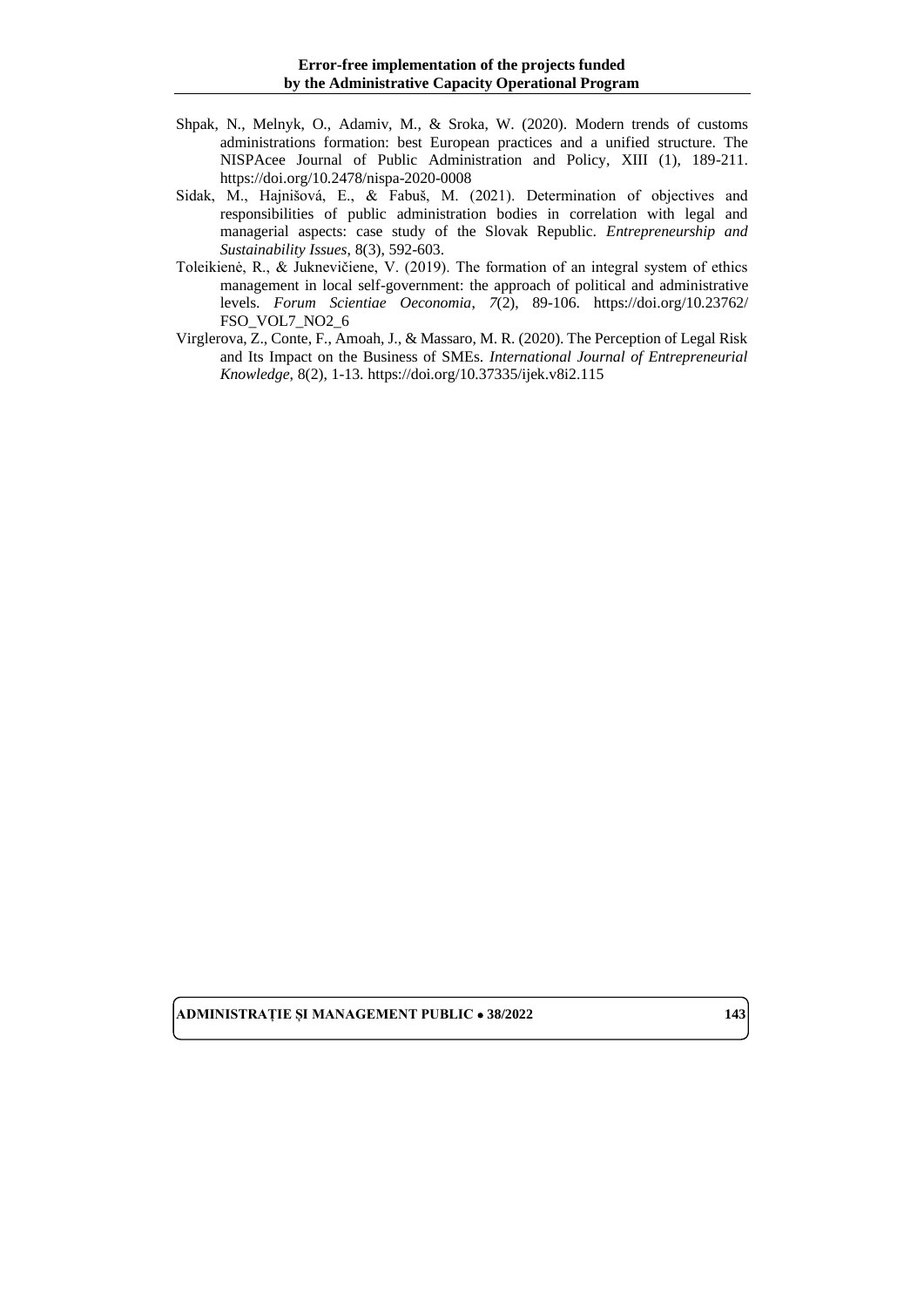Shpak, N., Melnyk, O., Adamiv, M., & Sroka, W. (2020). Modern trends of customs administrations formation: best European practices and a unified structure. The NISPAcee Journal of Public Administration and Policy, XIII (1), 189-211. https://doi.org/10.2478/nispa-2020-0008

Sidak, M., Hajnišová, E., & Fabuš, M. (2021). Determination of objectives and responsibilities of public administration bodies in correlation with legal and managerial aspects: case study of the Slovak Republic. *Entrepreneurship and Sustainability Issues*, 8(3), 592-603.

Toleikienė, R., & Juknevičiene, V. (2019). The formation of an integral system of ethics management in local self-government: the approach of political and administrative levels. *Forum Scientiae Oeconomia*, *7*(2), 89-106. https://doi.org/10.23762/FSO_VOL7_NO2_6

Virglerova, Z., Conte, F., Amoah, J., & Massaro, M. R. (2020). The Perception of Legal Risk and Its Impact on the Business of SMEs. *International Journal of Entrepreneurial Knowledge*, 8(2), 1-13. https://doi.org/10.37335/ijek.v8i2.115